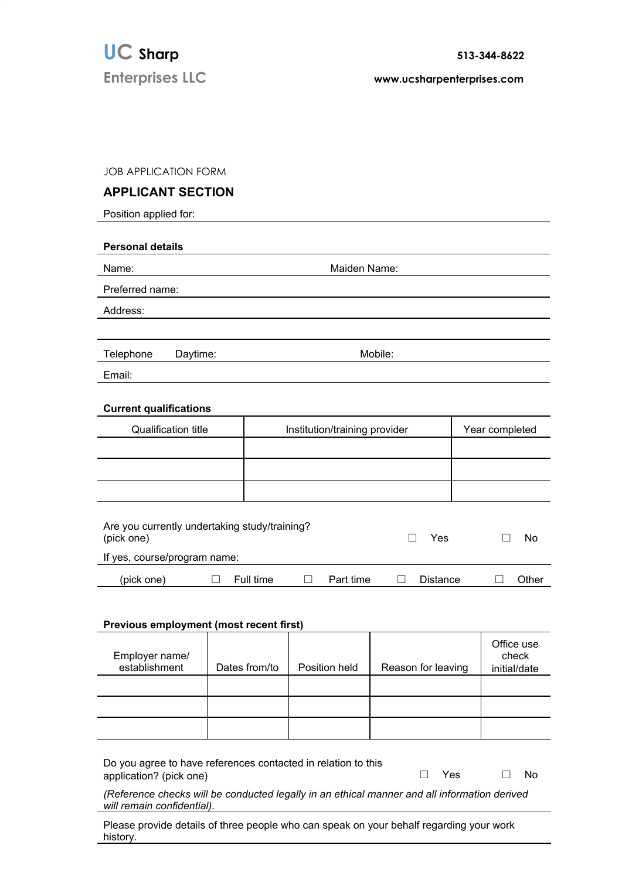**UC Sharp Enterprises LLC**

**513-344-8622**

**www.ucsharpenterprises.com**

JOB APPLICATION FORM

## APPLICANT SECTION

Position applied for:

### Personal details

Name: Maiden Name:

Preferred name:

Address:

Telephone Daytime: Mobile:

Email:

### Current qualifications

| Qualification title | Institution/training provider | Year completed |
| --- | --- | --- |
| | | |
| | | |
| | | |

Are you currently undertaking study/training? (pick one) ☐ Yes ☐ No

If yes, course/program name:

(pick one) ☐ Full time ☐ Part time ☐ Distance ☐ Other

### Previous employment (most recent first)

| Employer name/ establishment | Dates from/to | Position held | Reason for leaving | Office use check initial/date |
| --- | --- | --- | --- | --- |
| | | | | |
| | | | | |
| | | | | |

Do you agree to have references contacted in relation to this application? (pick one) ☐ Yes ☐ No

*(Reference checks will be conducted legally in an ethical manner and all information derived will remain confidential).*

Please provide details of three people who can speak on your behalf regarding your work history.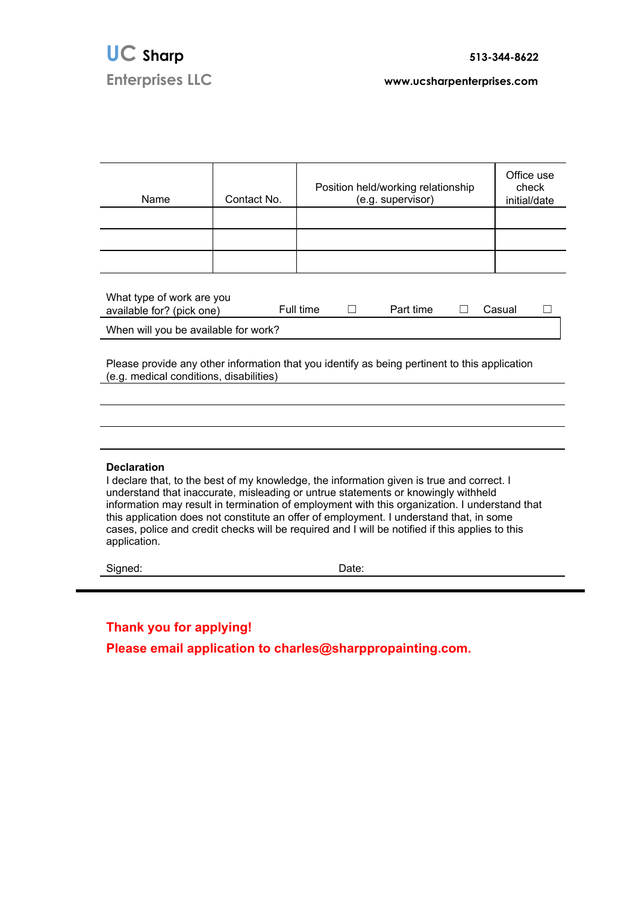**UC Sharp Enterprises LLC**

**513-344-8622**

**www.ucsharpenterprises.com**

| Name | Contact No. | Position held/working relationship (e.g. supervisor) | Office use check initial/date |
|---|---|---|---|
| | | | |
| | | | |
| | | | |

What type of work are you available for? (pick one) Full time ☐ Part time ☐ Casual ☐

When will you be available for work?

Please provide any other information that you identify as being pertinent to this application (e.g. medical conditions, disabilities)

**Declaration**

I declare that, to the best of my knowledge, the information given is true and correct. I understand that inaccurate, misleading or untrue statements or knowingly withheld information may result in termination of employment with this organization. I understand that this application does not constitute an offer of employment. I understand that, in some cases, police and credit checks will be required and I will be notified if this applies to this application.

Signed: Date:

**Thank you for applying!**

**Please email application to charles@sharppropainting.com.**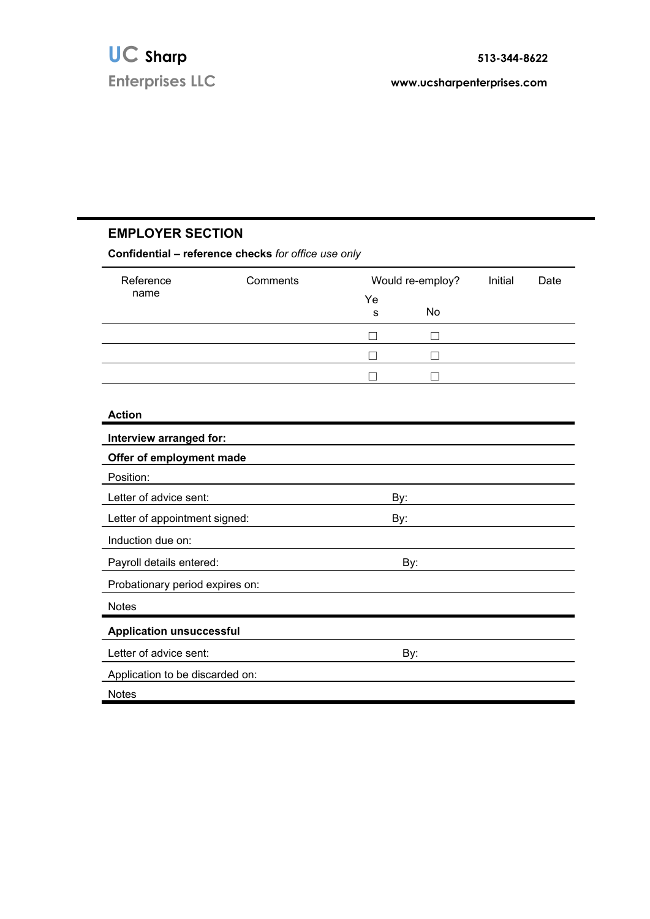UC Sharp
Enterprises LLC

513-344-8622

www.ucsharpenterprises.com

## EMPLOYER SECTION

**Confidential – reference checks** *for office use only*

| Reference name | Comments | Would re-employy? Yes | No | Initial | Date |
|---|---|---|---|---|---|
| | | ☐ | ☐ | | |
| | | ☐ | ☐ | | |
| | | ☐ | ☐ | | |

**Action**

**Interview arranged for:**

**Offer of employment made**

Position:

Letter of advice sent: By:

Letter of appointment signed: By:

Induction due on:

Payroll details entered: By:

Probationary period expires on:

Notes

**Application unsuccessful**

Letter of advice sent: By:

Application to be discarded on:

Notes